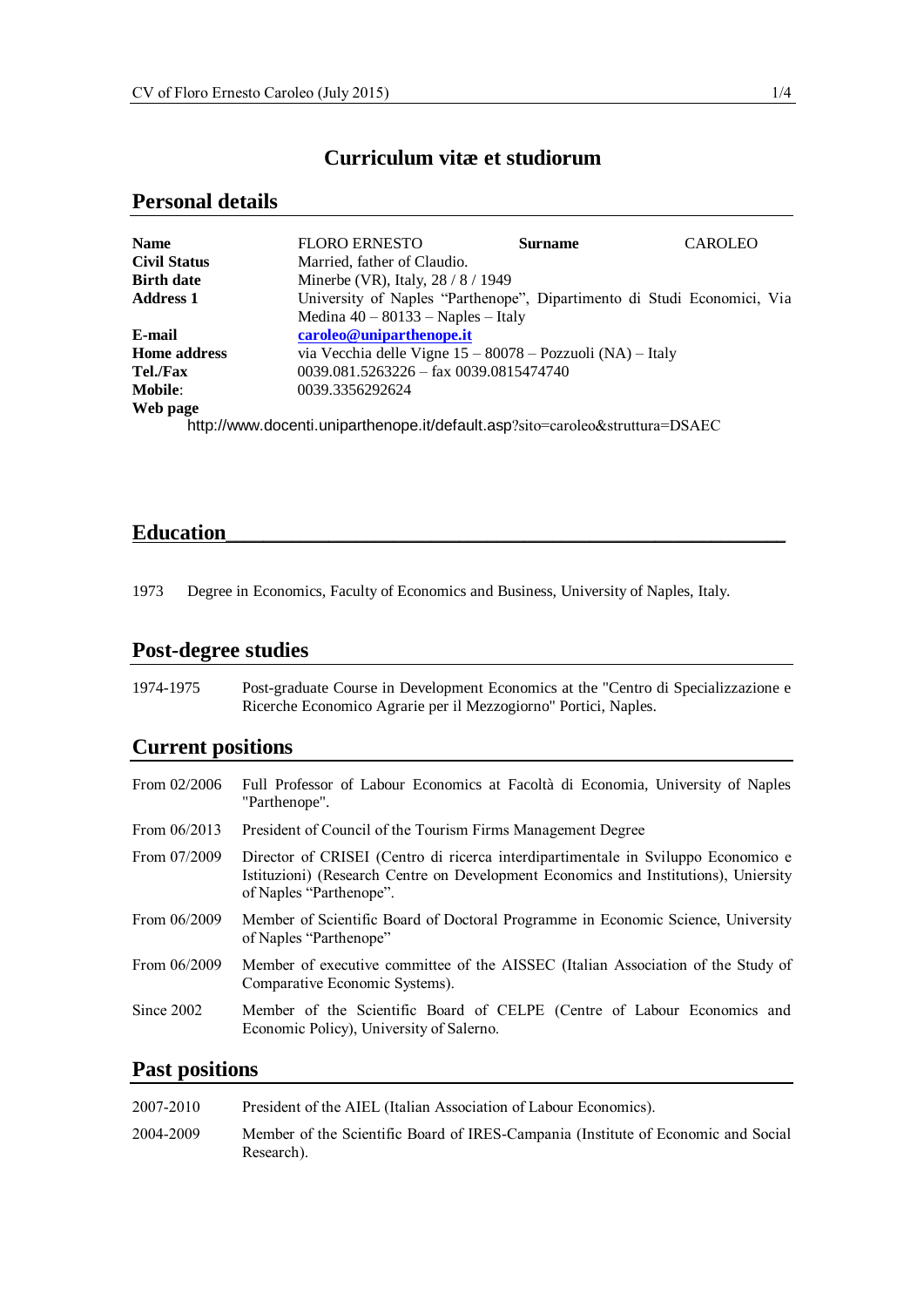# Curriculum vitæ et studiorum

## Personal details

| **Name** | FLORO ERNESTO | **Surname** | CAROLEO |
|---|---|---|---|
| **Civil Status** | Married, father of Claudio. | | |
| **Birth date** | Minerbe (VR), Italy, 28 / 8 / 1949 | | |
| **Address 1** | University of Naples "Parthenope", Dipartimento di Studi Economici, Via Medina 40 – 80133 – Naples – Italy | | |
| **E-mail** | **caroleo@uniparthenope.it** | | |
| **Home address** | via Vecchia delle Vigne 15 – 80078 – Pozzuoli (NA) – Italy | | |
| **Tel./Fax** | 0039.081.5263226 – fax 0039.0815474740 | | |
| **Mobile**: | 0039.3356292624 | | |
| **Web page** | | | |

http://www.docenti.uniparthenope.it/default.asp?sito=caroleo&struttura=DSAEC

## Education

1973 Degree in Economics, Faculty of Economics and Business, University of Naples, Italy.

## Post-degree studies

| | |
|---|---|
| 1974-1975 | Post-graduate Course in Development Economics at the "Centro di Specializzazione e Ricerche Economico Agrarie per il Mezzogiorno" Portici, Naples. |

## Current positions

| | |
|---|---|
| From 02/2006 | Full Professor of Labour Economics at Facoltà di Economia, University of Naples "Parthenope". |
| From 06/2013 | President of Council of the Tourism Firms Management Degree |
| From 07/2009 | Director of CRISEI (Centro di ricerca interdipartimentale in Sviluppo Economico e Istituzioni) (Research Centre on Development Economics and Institutions), Uniersity of Naples "Parthenope". |
| From 06/2009 | Member of Scientific Board of Doctoral Programme in Economic Science, University of Naples "Parthenope" |
| From 06/2009 | Member of executive committee of the AISSEC (Italian Association of the Study of Comparative Economic Systems). |
| Since 2002 | Member of the Scientific Board of CELPE (Centre of Labour Economics and Economic Policy), University of Salerno. |

## Past positions

| | |
|---|---|
| 2007-2010 | President of the AIEL (Italian Association of Labour Economics). |
| 2004-2009 | Member of the Scientific Board of IRES-Campania (Institute of Economic and Social Research). |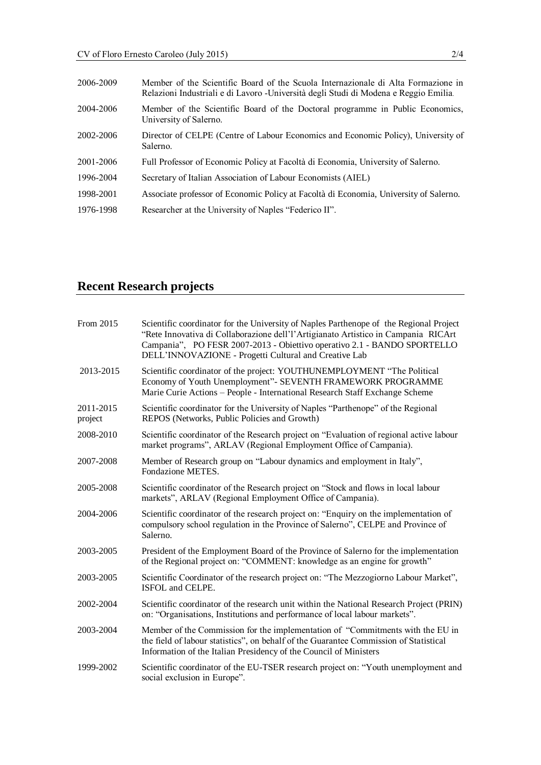| | |
|---|---|
| 2006-2009 | Member of the Scientific Board of the Scuola Internazionale di Alta Formazione in Relazioni Industriali e di Lavoro -Università degli Studi di Modena e Reggio Emilia. |
| 2004-2006 | Member of the Scientific Board of the Doctoral programme in Public Economics, University of Salerno. |
| 2002-2006 | Director of CELPE (Centre of Labour Economics and Economic Policy), University of Salerno. |
| 2001-2006 | Full Professor of Economic Policy at Facoltà di Economia, University of Salerno. |
| 1996-2004 | Secretary of Italian Association of Labour Economists (AIEL) |
| 1998-2001 | Associate professor of Economic Policy at Facoltà di Economia, University of Salerno. |
| 1976-1998 | Researcher at the University of Naples "Federico II". |

## Recent Research projects

| | |
|---|---|
| From 2015 | Scientific coordinator for the University of Naples Parthenope of the Regional Project "Rete Innovativa di Collaborazione dell'l'Artigianato Artistico in Campania RICArt Campania", PO FESR 2007-2013 - Obiettivo operativo 2.1 - BANDO SPORTELLO DELL'INNOVAZIONE - Progetti Cultural and Creative Lab |
| 2013-2015 | Scientific coordinator of the project: YOUTHUNEMPLOYMENT "The Political Economy of Youth Unemployment"- SEVENTH FRAMEWORK PROGRAMME Marie Curie Actions – People - International Research Staff Exchange Scheme |
| 2011-2015 project | Scientific coordinator for the University of Naples "Parthenope" of the Regional REPOS (Networks, Public Policies and Growth) |
| 2008-2010 | Scientific coordinator of the Research project on "Evaluation of regional active labour market programs", ARLAV (Regional Employment Office of Campania). |
| 2007-2008 | Member of Research group on "Labour dynamics and employment in Italy", Fondazione METES. |
| 2005-2008 | Scientific coordinator of the Research project on "Stock and flows in local labour markets", ARLAV (Regional Employment Office of Campania). |
| 2004-2006 | Scientific coordinator of the research project on: "Enquiry on the implementation of compulsory school regulation in the Province of Salerno", CELPE and Province of Salerno. |
| 2003-2005 | President of the Employment Board of the Province of Salerno for the implementation of the Regional project on: "COMMENT: knowledge as an engine for growth" |
| 2003-2005 | Scientific Coordinator of the research project on: "The Mezzogiorno Labour Market", ISFOL and CELPE. |
| 2002-2004 | Scientific coordinator of the research unit within the National Research Project (PRIN) on: "Organisations, Institutions and performance of local labour markets". |
| 2003-2004 | Member of the Commission for the implementation of "Commitments with the EU in the field of labour statistics", on behalf of the Guarantee Commission of Statistical Information of the Italian Presidency of the Council of Ministers |
| 1999-2002 | Scientific coordinator of the EU-TSER research project on: "Youth unemployment and social exclusion in Europe". |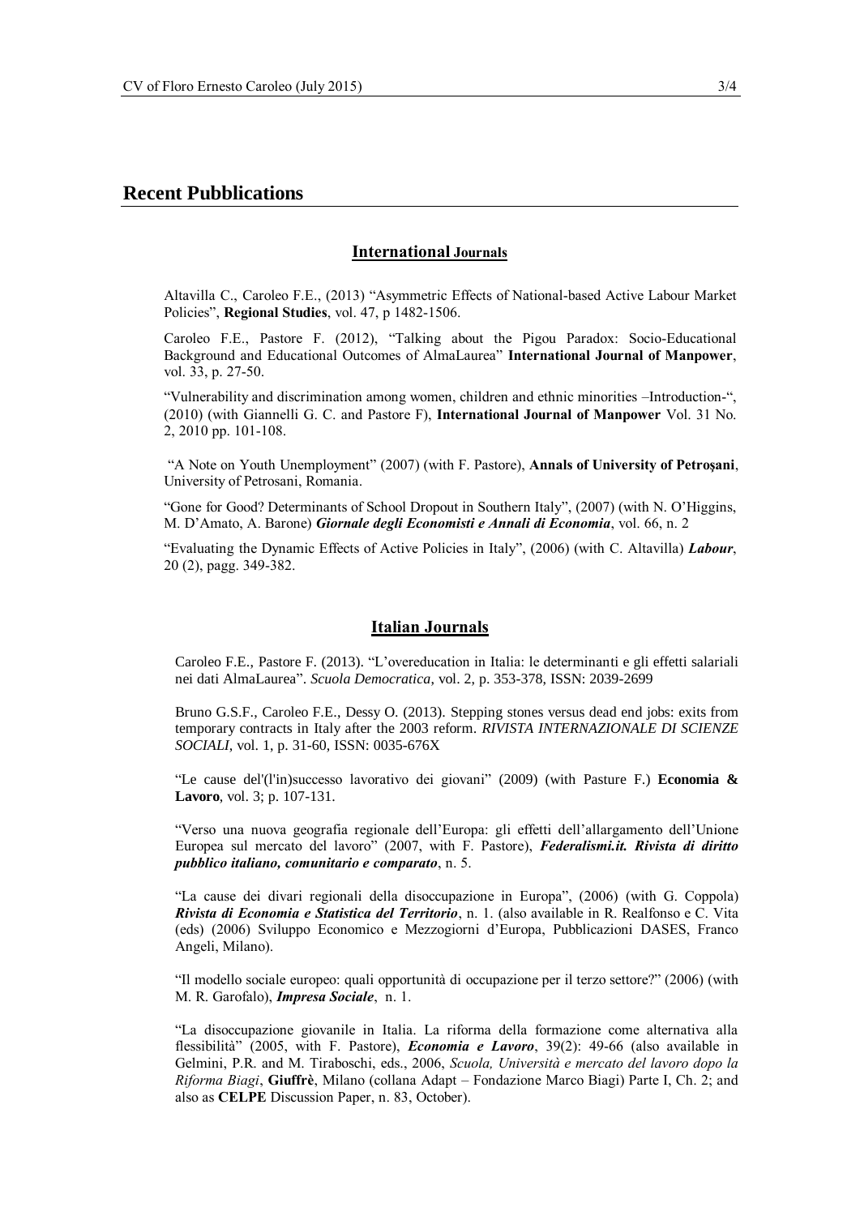## Recent Pubblications

### International Journals

Altavilla C., Caroleo F.E., (2013) "Asymmetric Effects of National-based Active Labour Market Policies", **Regional Studies**, vol. 47, p 1482-1506.

Caroleo F.E., Pastore F. (2012), "Talking about the Pigou Paradox: Socio-Educational Background and Educational Outcomes of AlmaLaurea" **International Journal of Manpower**, vol. 33, p. 27-50.

"Vulnerability and discrimination among women, children and ethnic minorities –Introduction-", (2010) (with Giannelli G. C. and Pastore F), **International Journal of Manpower** Vol. 31 No. 2, 2010 pp. 101-108.

"A Note on Youth Unemployment" (2007) (with F. Pastore), **Annals of University of Petroşani**, University of Petrosani, Romania.

"Gone for Good? Determinants of School Dropout in Southern Italy", (2007) (with N. O'Higgins, M. D'Amato, A. Barone) ***Giornale degli Economisti e Annali di Economia***, vol. 66, n. 2

"Evaluating the Dynamic Effects of Active Policies in Italy", (2006) (with C. Altavilla) ***Labour***, 20 (2), pagg. 349-382.

### Italian Journals

Caroleo F.E., Pastore F. (2013). "L'overeducation in Italia: le determinanti e gli effetti salariali nei dati AlmaLaurea". *Scuola Democratica,* vol. 2, p. 353-378, ISSN: 2039-2699

Bruno G.S.F., Caroleo F.E., Dessy O. (2013). Stepping stones versus dead end jobs: exits from temporary contracts in Italy after the 2003 reform. *RIVISTA INTERNAZIONALE DI SCIENZE SOCIALI*, vol. 1, p. 31-60, ISSN: 0035-676X

"Le cause del'(l'in)successo lavorativo dei giovani" (2009) (with Pasture F.) **Economia & Lavoro**, vol. 3; p. 107-131.

"Verso una nuova geografia regionale dell'Europa: gli effetti dell'allargamento dell'Unione Europea sul mercato del lavoro" (2007, with F. Pastore), ***Federalismi.it. Rivista di diritto pubblico italiano, comunitario e comparato***, n. 5.

"La cause dei divari regionali della disoccupazione in Europa", (2006) (with G. Coppola) ***Rivista di Economia e Statistica del Territorio***, n. 1. (also available in R. Realfonso e C. Vita (eds) (2006) Sviluppo Economico e Mezzogiorni d'Europa, Pubblicazioni DASES, Franco Angeli, Milano).

"Il modello sociale europeo: quali opportunità di occupazione per il terzo settore?" (2006) (with M. R. Garofalo), ***Impresa Sociale***, n. 1.

"La disoccupazione giovanile in Italia. La riforma della formazione come alternativa alla flessibilità" (2005, with F. Pastore), ***Economia e Lavoro***, 39(2): 49-66 (also available in Gelmini, P.R. and M. Tiraboschi, eds., 2006, *Scuola, Università e mercato del lavoro dopo la Riforma Biagi*, **Giuffrè**, Milano (collana Adapt – Fondazione Marco Biagi) Parte I, Ch. 2; and also as **CELPE** Discussion Paper, n. 83, October).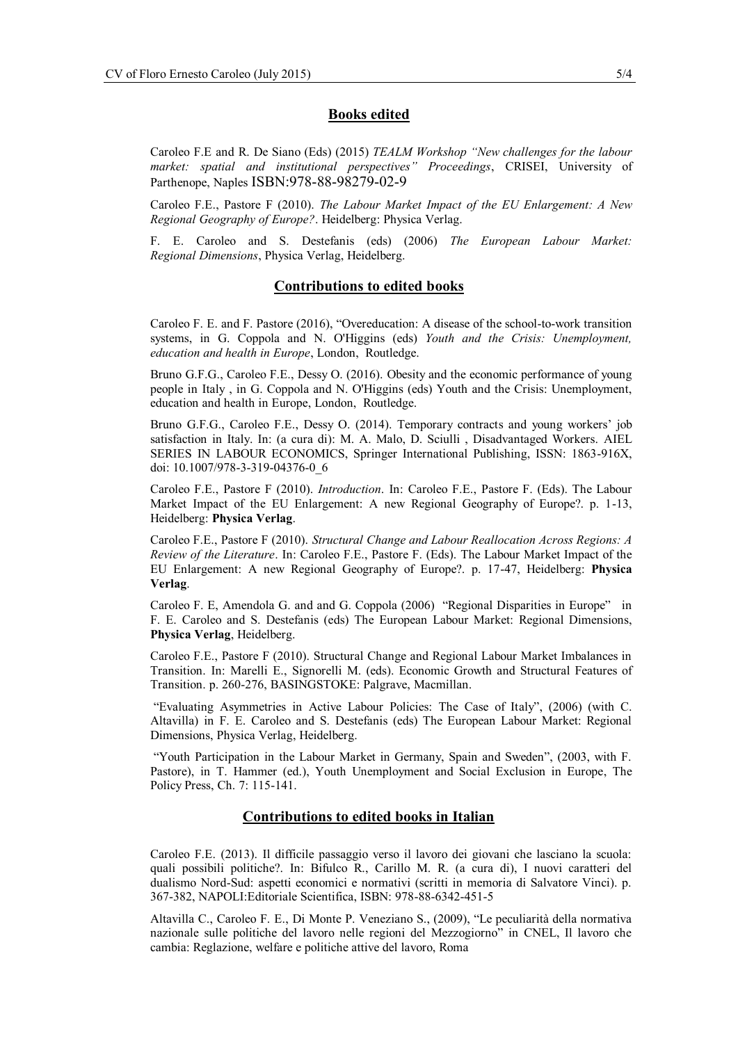## Books edited

Caroleo F.E and R. De Siano (Eds) (2015) *TEALM Workshop "New challenges for the labour market: spatial and institutional perspectives" Proceedings*, CRISEI, University of Parthenope, Naples ISBN:978-88-98279-02-9

Caroleo F.E., Pastore F (2010). *The Labour Market Impact of the EU Enlargement: A New Regional Geography of Europe?*. Heidelberg: Physica Verlag.

F. E. Caroleo and S. Destefanis (eds) (2006) *The European Labour Market: Regional Dimensions*, Physica Verlag, Heidelberg.

## Contributions to edited books

Caroleo F. E. and F. Pastore (2016), "Overeducation: A disease of the school-to-work transition systems, in G. Coppola and N. O'Higgins (eds) *Youth and the Crisis: Unemployment, education and health in Europe*, London, Routledge.

Bruno G.F.G., Caroleo F.E., Dessy O. (2016). Obesity and the economic performance of young people in Italy , in G. Coppola and N. O'Higgins (eds) Youth and the Crisis: Unemployment, education and health in Europe, London, Routledge.

Bruno G.F.G., Caroleo F.E., Dessy O. (2014). Temporary contracts and young workers' job satisfaction in Italy. In: (a cura di): M. A. Malo, D. Sciulli , Disadvantaged Workers. AIEL SERIES IN LABOUR ECONOMICS, Springer International Publishing, ISSN: 1863-916X, doi: 10.1007/978-3-319-04376-0_6

Caroleo F.E., Pastore F (2010). *Introduction*. In: Caroleo F.E., Pastore F. (Eds). The Labour Market Impact of the EU Enlargement: A new Regional Geography of Europe?. p. 1-13, Heidelberg: **Physica Verlag**.

Caroleo F.E., Pastore F (2010). *Structural Change and Labour Reallocation Across Regions: A Review of the Literature*. In: Caroleo F.E., Pastore F. (Eds). The Labour Market Impact of the EU Enlargement: A new Regional Geography of Europe?. p. 17-47, Heidelberg: **Physica Verlag**.

Caroleo F. E, Amendola G. and and G. Coppola (2006) "Regional Disparities in Europe" in F. E. Caroleo and S. Destefanis (eds) The European Labour Market: Regional Dimensions, **Physica Verlag**, Heidelberg.

Caroleo F.E., Pastore F (2010). Structural Change and Regional Labour Market Imbalances in Transition. In: Marelli E., Signorelli M. (eds). Economic Growth and Structural Features of Transition. p. 260-276, BASINGSTOKE: Palgrave, Macmillan.

"Evaluating Asymmetries in Active Labour Policies: The Case of Italy", (2006) (with C. Altavilla) in F. E. Caroleo and S. Destefanis (eds) The European Labour Market: Regional Dimensions, Physica Verlag, Heidelberg.

"Youth Participation in the Labour Market in Germany, Spain and Sweden", (2003, with F. Pastore), in T. Hammer (ed.), Youth Unemployment and Social Exclusion in Europe, The Policy Press, Ch. 7: 115-141.

## Contributions to edited books in Italian

Caroleo F.E. (2013). Il difficile passaggio verso il lavoro dei giovani che lasciano la scuola: quali possibili politiche?. In: Bifulco R., Carillo M. R. (a cura di), I nuovi caratteri del dualismo Nord-Sud: aspetti economici e normativi (scritti in memoria di Salvatore Vinci). p. 367-382, NAPOLI:Editoriale Scientifica, ISBN: 978-88-6342-451-5

Altavilla C., Caroleo F. E., Di Monte P. Veneziano S., (2009), "Le peculiarità della normativa nazionale sulle politiche del lavoro nelle regioni del Mezzogiorno" in CNEL, Il lavoro che cambia: Reglazione, welfare e politiche attive del lavoro, Roma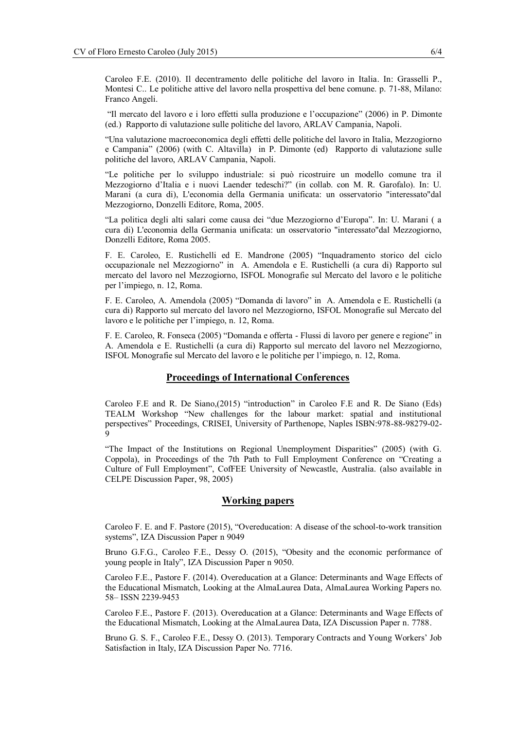Caroleo F.E. (2010). Il decentramento delle politiche del lavoro in Italia. In: Grasselli P., Montesi C.. Le politiche attive del lavoro nella prospettiva del bene comune. p. 71-88, Milano: Franco Angeli.

"Il mercato del lavoro e i loro effetti sulla produzione e l'occupazione" (2006) in P. Dimonte (ed.) Rapporto di valutazione sulle politiche del lavoro, ARLAV Campania, Napoli.

"Una valutazione macroeconomica degli effetti delle politiche del lavoro in Italia, Mezzogiorno e Campania" (2006) (with C. Altavilla) in P. Dimonte (ed) Rapporto di valutazione sulle politiche del lavoro, ARLAV Campania, Napoli.

"Le politiche per lo sviluppo industriale: si può ricostruire un modello comune tra il Mezzogiorno d'Italia e i nuovi Laender tedeschi?" (in collab. con M. R. Garofalo). In: U. Marani (a cura di), L'economia della Germania unificata: un osservatorio "interessato"dal Mezzogiorno, Donzelli Editore, Roma, 2005.

"La politica degli alti salari come causa dei "due Mezzogiorno d'Europa". In: U. Marani ( a cura di) L'economia della Germania unificata: un osservatorio "interessato"dal Mezzogiorno, Donzelli Editore, Roma 2005.

F. E. Caroleo, E. Rustichelli ed E. Mandrone (2005) "Inquadramento storico del ciclo occupazionale nel Mezzogiorno" in A. Amendola e E. Rustichelli (a cura di) Rapporto sul mercato del lavoro nel Mezzogiorno, ISFOL Monografie sul Mercato del lavoro e le politiche per l'impiego, n. 12, Roma.

F. E. Caroleo, A. Amendola (2005) "Domanda di lavoro" in A. Amendola e E. Rustichelli (a cura di) Rapporto sul mercato del lavoro nel Mezzogiorno, ISFOL Monografie sul Mercato del lavoro e le politiche per l'impiego, n. 12, Roma.

F. E. Caroleo, R. Fonseca (2005) "Domanda e offerta - Flussi di lavoro per genere e regione" in A. Amendola e E. Rustichelli (a cura di) Rapporto sul mercato del lavoro nel Mezzogiorno, ISFOL Monografie sul Mercato del lavoro e le politiche per l'impiego, n. 12, Roma.

## Proceedings of International Conferences

Caroleo F.E and R. De Siano,(2015) "introduction" in Caroleo F.E and R. De Siano (Eds) TEALM Workshop "New challenges for the labour market: spatial and institutional perspectives" Proceedings, CRISEI, University of Parthenope, Naples ISBN:978-88-98279-02-9

"The Impact of the Institutions on Regional Unemployment Disparities" (2005) (with G. Coppola), in Proceedings of the 7th Path to Full Employment Conference on "Creating a Culture of Full Employment", CofFEE University of Newcastle, Australia. (also available in CELPE Discussion Paper, 98, 2005)

## Working papers

Caroleo F. E. and F. Pastore (2015), "Overeducation: A disease of the school-to-work transition systems", IZA Discussion Paper n 9049

Bruno G.F.G., Caroleo F.E., Dessy O. (2015), "Obesity and the economic performance of young people in Italy", IZA Discussion Paper n 9050.

Caroleo F.E., Pastore F. (2014). Overeducation at a Glance: Determinants and Wage Effects of the Educational Mismatch, Looking at the AlmaLaurea Data, AlmaLaurea Working Papers no. 58– ISSN 2239-9453

Caroleo F.E., Pastore F. (2013). Overeducation at a Glance: Determinants and Wage Effects of the Educational Mismatch, Looking at the AlmaLaurea Data, IZA Discussion Paper n. 7788.

Bruno G. S. F., Caroleo F.E., Dessy O. (2013). Temporary Contracts and Young Workers' Job Satisfaction in Italy, IZA Discussion Paper No. 7716.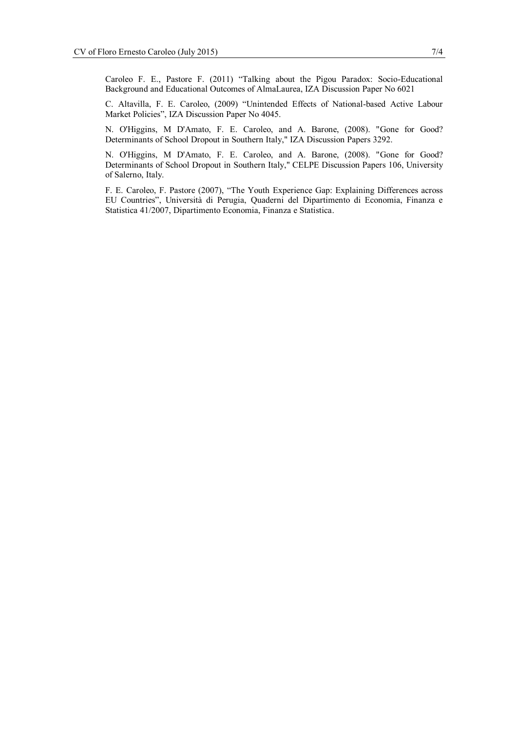Caroleo F. E., Pastore F. (2011) “Talking about the Pigou Paradox: Socio-Educational Background and Educational Outcomes of AlmaLaurea, IZA Discussion Paper No 6021

C. Altavilla, F. E. Caroleo, (2009) “Unintended Effects of National-based Active Labour Market Policies”, IZA Discussion Paper No 4045.

N. O'Higgins, M D'Amato, F. E. Caroleo, and A. Barone, (2008). "Gone for Good? Determinants of School Dropout in Southern Italy," IZA Discussion Papers 3292.

N. O'Higgins, M D'Amato, F. E. Caroleo, and A. Barone, (2008). "Gone for Good? Determinants of School Dropout in Southern Italy," CELPE Discussion Papers 106, University of Salerno, Italy.

F. E. Caroleo, F. Pastore (2007), “The Youth Experience Gap: Explaining Differences across EU Countries”, Università di Perugia, Quaderni del Dipartimento di Economia, Finanza e Statistica 41/2007, Dipartimento Economia, Finanza e Statistica.